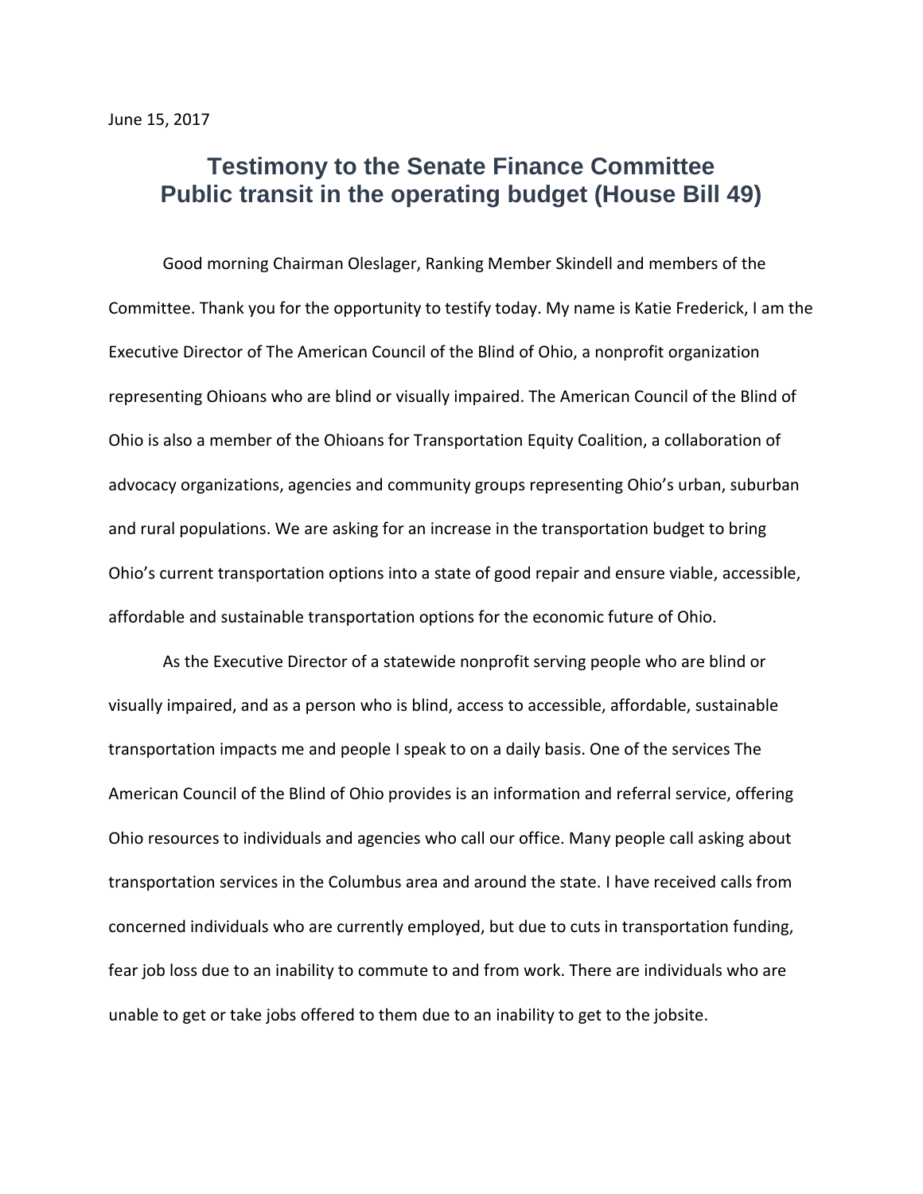June 15, 2017

# Testimony to the Senate Finance Committee
# Public transit in the operating budget (House Bill 49)

Good morning Chairman Oleslager, Ranking Member Skindell and members of the Committee. Thank you for the opportunity to testify today. My name is Katie Frederick, I am the Executive Director of The American Council of the Blind of Ohio, a nonprofit organization representing Ohioans who are blind or visually impaired. The American Council of the Blind of Ohio is also a member of the Ohioans for Transportation Equity Coalition, a collaboration of advocacy organizations, agencies and community groups representing Ohio's urban, suburban and rural populations. We are asking for an increase in the transportation budget to bring Ohio's current transportation options into a state of good repair and ensure viable, accessible, affordable and sustainable transportation options for the economic future of Ohio.

As the Executive Director of a statewide nonprofit serving people who are blind or visually impaired, and as a person who is blind, access to accessible, affordable, sustainable transportation impacts me and people I speak to on a daily basis. One of the services The American Council of the Blind of Ohio provides is an information and referral service, offering Ohio resources to individuals and agencies who call our office. Many people call asking about transportation services in the Columbus area and around the state. I have received calls from concerned individuals who are currently employed, but due to cuts in transportation funding, fear job loss due to an inability to commute to and from work. There are individuals who are unable to get or take jobs offered to them due to an inability to get to the jobsite.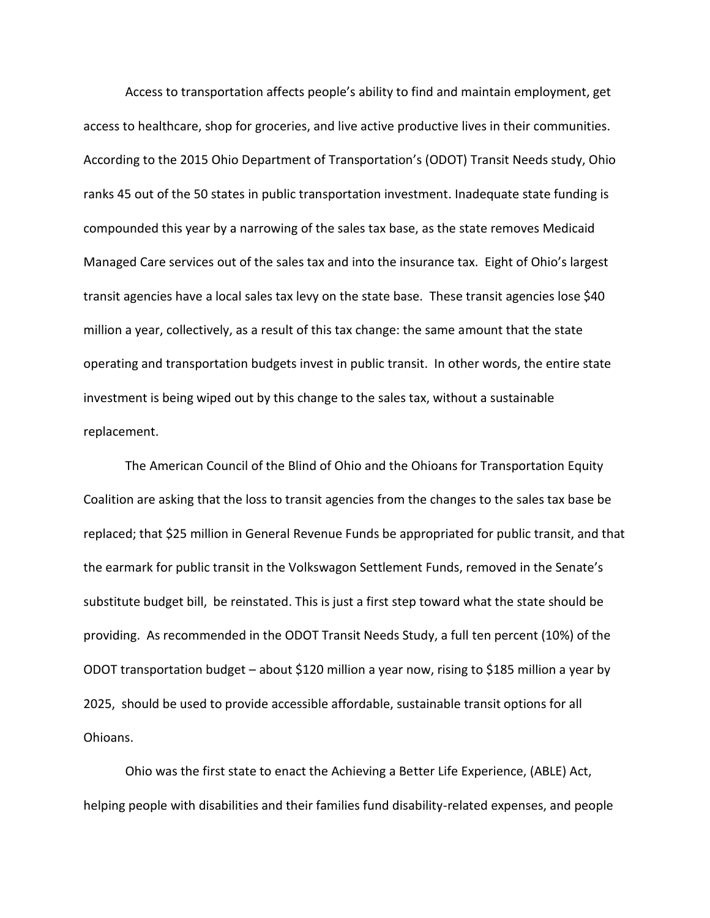Access to transportation affects people's ability to find and maintain employment, get access to healthcare, shop for groceries, and live active productive lives in their communities. According to the 2015 Ohio Department of Transportation's (ODOT) Transit Needs study, Ohio ranks 45 out of the 50 states in public transportation investment. Inadequate state funding is compounded this year by a narrowing of the sales tax base, as the state removes Medicaid Managed Care services out of the sales tax and into the insurance tax. Eight of Ohio's largest transit agencies have a local sales tax levy on the state base. These transit agencies lose $40 million a year, collectively, as a result of this tax change: the same amount that the state operating and transportation budgets invest in public transit. In other words, the entire state investment is being wiped out by this change to the sales tax, without a sustainable replacement.

The American Council of the Blind of Ohio and the Ohioans for Transportation Equity Coalition are asking that the loss to transit agencies from the changes to the sales tax base be replaced; that $25 million in General Revenue Funds be appropriated for public transit, and that the earmark for public transit in the Volkswagon Settlement Funds, removed in the Senate's substitute budget bill, be reinstated. This is just a first step toward what the state should be providing. As recommended in the ODOT Transit Needs Study, a full ten percent (10%) of the ODOT transportation budget – about $120 million a year now, rising to $185 million a year by 2025, should be used to provide accessible affordable, sustainable transit options for all Ohioans.

Ohio was the first state to enact the Achieving a Better Life Experience, (ABLE) Act, helping people with disabilities and their families fund disability-related expenses, and people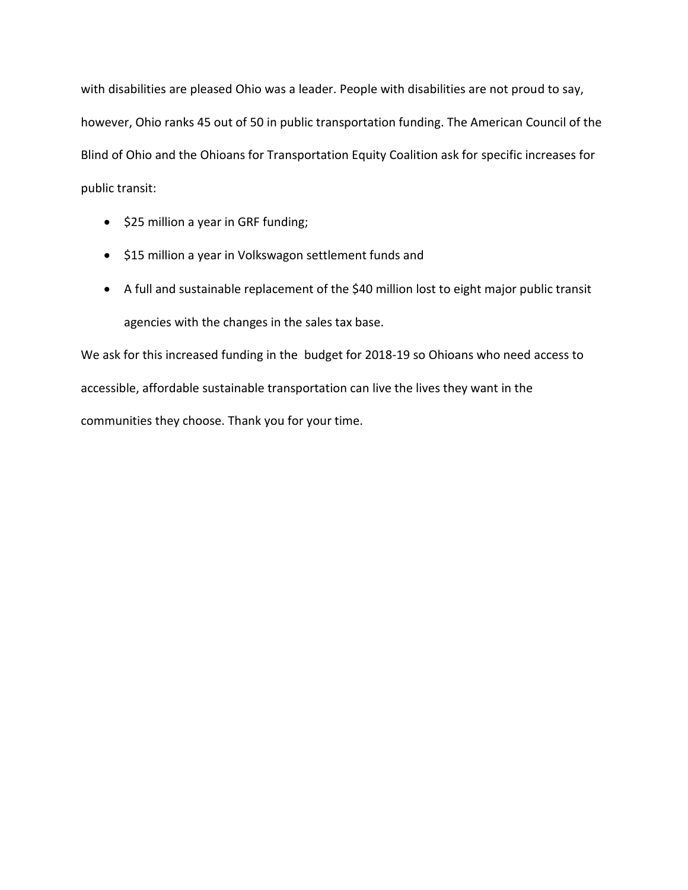with disabilities are pleased Ohio was a leader. People with disabilities are not proud to say, however, Ohio ranks 45 out of 50 in public transportation funding. The American Council of the Blind of Ohio and the Ohioans for Transportation Equity Coalition ask for specific increases for public transit:

- $25 million a year in GRF funding;
- $15 million a year in Volkswagon settlement funds and
- A full and sustainable replacement of the $40 million lost to eight major public transit agencies with the changes in the sales tax base.

We ask for this increased funding in the  budget for 2018-19 so Ohioans who need access to accessible, affordable sustainable transportation can live the lives they want in the communities they choose. Thank you for your time.